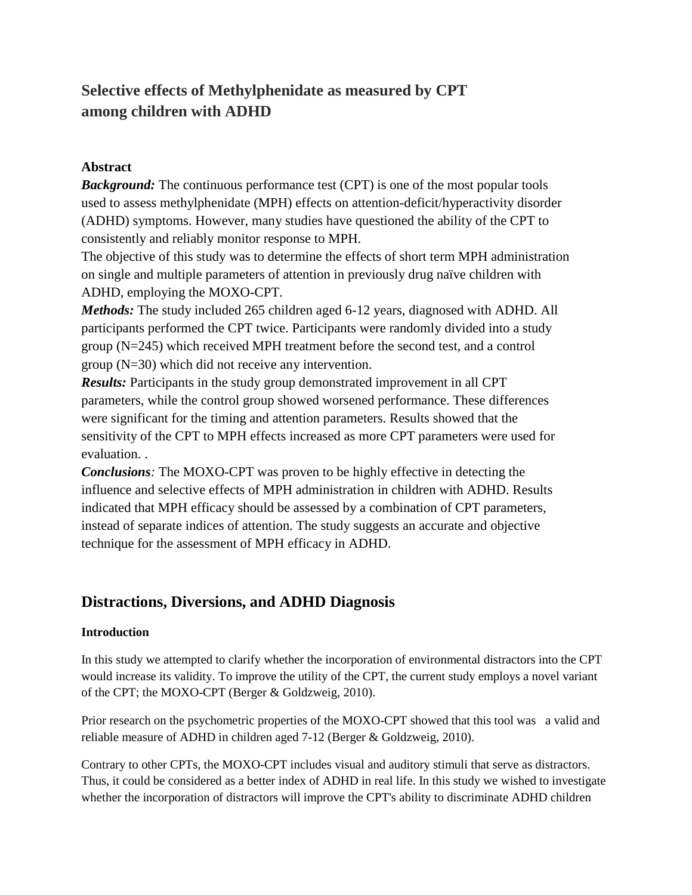# Selective effects of Methylphenidate as measured by CPT among children with ADHD

**Abstract**

***Background:*** The continuous performance test (CPT) is one of the most popular tools used to assess methylphenidate (MPH) effects on attention-deficit/hyperactivity disorder (ADHD) symptoms. However, many studies have questioned the ability of the CPT to consistently and reliably monitor response to MPH.

The objective of this study was to determine the effects of short term MPH administration on single and multiple parameters of attention in previously drug naïve children with ADHD, employing the MOXO-CPT.

***Methods:*** The study included 265 children aged 6-12 years, diagnosed with ADHD. All participants performed the CPT twice. Participants were randomly divided into a study group (N=245) which received MPH treatment before the second test, and a control group (N=30) which did not receive any intervention.

***Results:*** Participants in the study group demonstrated improvement in all CPT parameters, while the control group showed worsened performance. These differences were significant for the timing and attention parameters. Results showed that the sensitivity of the CPT to MPH effects increased as more CPT parameters were used for evaluation. .

***Conclusions**:* The MOXO-CPT was proven to be highly effective in detecting the influence and selective effects of MPH administration in children with ADHD. Results indicated that MPH efficacy should be assessed by a combination of CPT parameters, instead of separate indices of attention. The study suggests an accurate and objective technique for the assessment of MPH efficacy in ADHD.

## Distractions, Diversions, and ADHD Diagnosis

**Introduction**

In this study we attempted to clarify whether the incorporation of environmental distractors into the CPT would increase its validity. To improve the utility of the CPT, the current study employs a novel variant of the CPT; the MOXO-CPT (Berger & Goldzweig, 2010).

Prior research on the psychometric properties of the MOXO-CPT showed that this tool was a valid and reliable measure of ADHD in children aged 7-12 (Berger & Goldzweig, 2010).

Contrary to other CPTs, the MOXO-CPT includes visual and auditory stimuli that serve as distractors. Thus, it could be considered as a better index of ADHD in real life. In this study we wished to investigate whether the incorporation of distractors will improve the CPT's ability to discriminate ADHD children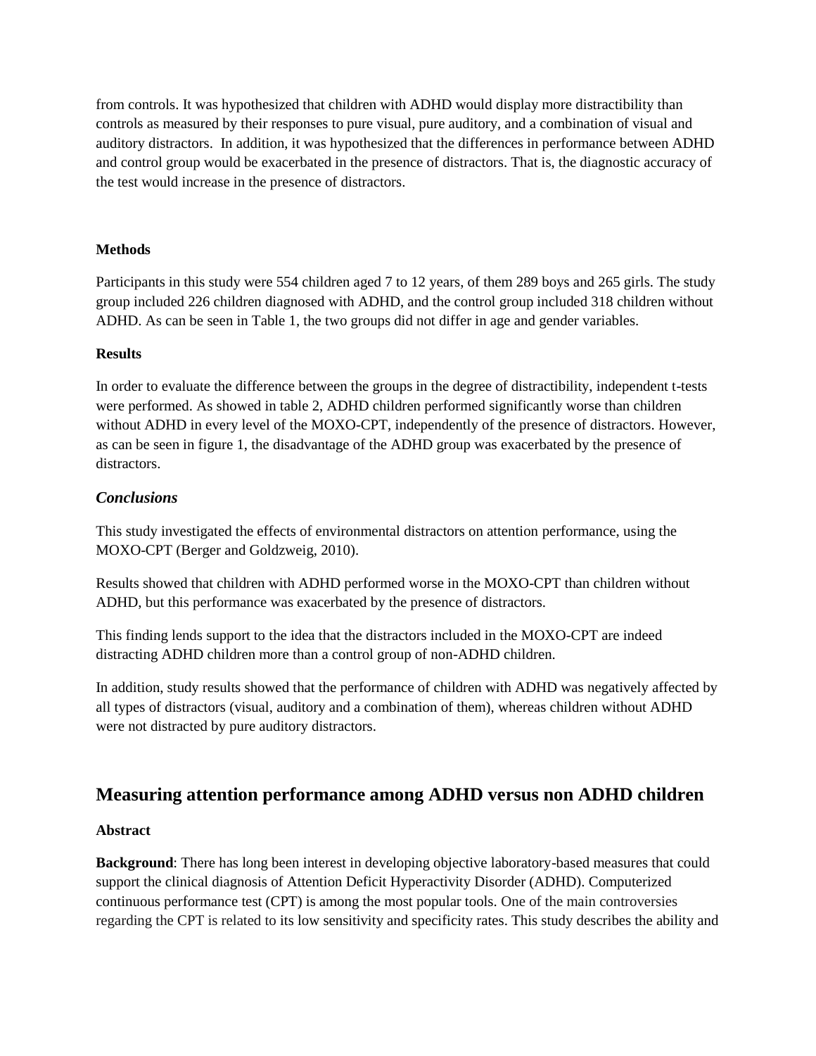from controls. It was hypothesized that children with ADHD would display more distractibility than controls as measured by their responses to pure visual, pure auditory, and a combination of visual and auditory distractors. In addition, it was hypothesized that the differences in performance between ADHD and control group would be exacerbated in the presence of distractors. That is, the diagnostic accuracy of the test would increase in the presence of distractors.

**Methods**

Participants in this study were 554 children aged 7 to 12 years, of them 289 boys and 265 girls. The study group included 226 children diagnosed with ADHD, and the control group included 318 children without ADHD. As can be seen in Table 1, the two groups did not differ in age and gender variables.

**Results**

In order to evaluate the difference between the groups in the degree of distractibility, independent t-tests were performed. As showed in table 2, ADHD children performed significantly worse than children without ADHD in every level of the MOXO-CPT, independently of the presence of distractors. However, as can be seen in figure 1, the disadvantage of the ADHD group was exacerbated by the presence of distractors.

***Conclusions***

This study investigated the effects of environmental distractors on attention performance, using the MOXO-CPT (Berger and Goldzweig, 2010).

Results showed that children with ADHD performed worse in the MOXO-CPT than children without ADHD, but this performance was exacerbated by the presence of distractors.

This finding lends support to the idea that the distractors included in the MOXO-CPT are indeed distracting ADHD children more than a control group of non-ADHD children.

In addition, study results showed that the performance of children with ADHD was negatively affected by all types of distractors (visual, auditory and a combination of them), whereas children without ADHD were not distracted by pure auditory distractors.

## Measuring attention performance among ADHD versus non ADHD children

**Abstract**

**Background**: There has long been interest in developing objective laboratory-based measures that could support the clinical diagnosis of Attention Deficit Hyperactivity Disorder (ADHD). Computerized continuous performance test (CPT) is among the most popular tools. One of the main controversies regarding the CPT is related to its low sensitivity and specificity rates. This study describes the ability and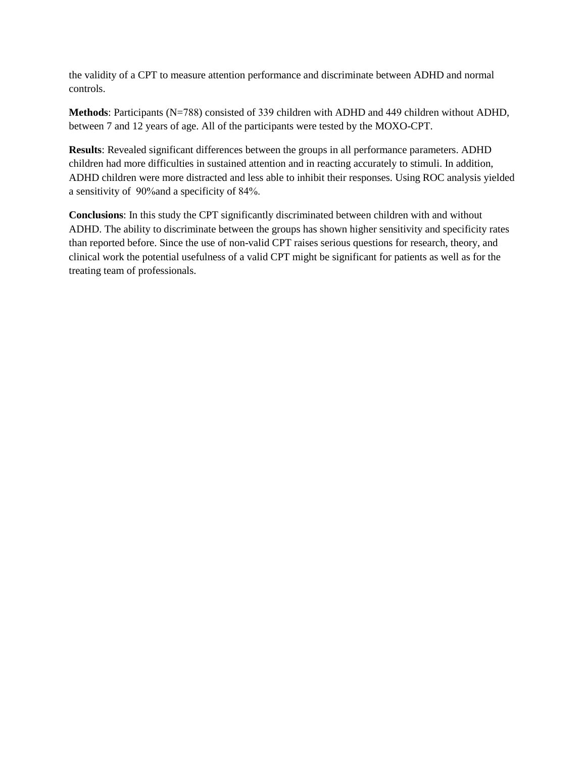the validity of a CPT to measure attention performance and discriminate between ADHD and normal controls.

**Methods**: Participants (N=788) consisted of 339 children with ADHD and 449 children without ADHD, between 7 and 12 years of age. All of the participants were tested by the MOXO-CPT.

**Results**: Revealed significant differences between the groups in all performance parameters. ADHD children had more difficulties in sustained attention and in reacting accurately to stimuli. In addition, ADHD children were more distracted and less able to inhibit their responses. Using ROC analysis yielded a sensitivity of 90%and a specificity of 84%.

**Conclusions**: In this study the CPT significantly discriminated between children with and without ADHD. The ability to discriminate between the groups has shown higher sensitivity and specificity rates than reported before. Since the use of non-valid CPT raises serious questions for research, theory, and clinical work the potential usefulness of a valid CPT might be significant for patients as well as for the treating team of professionals.